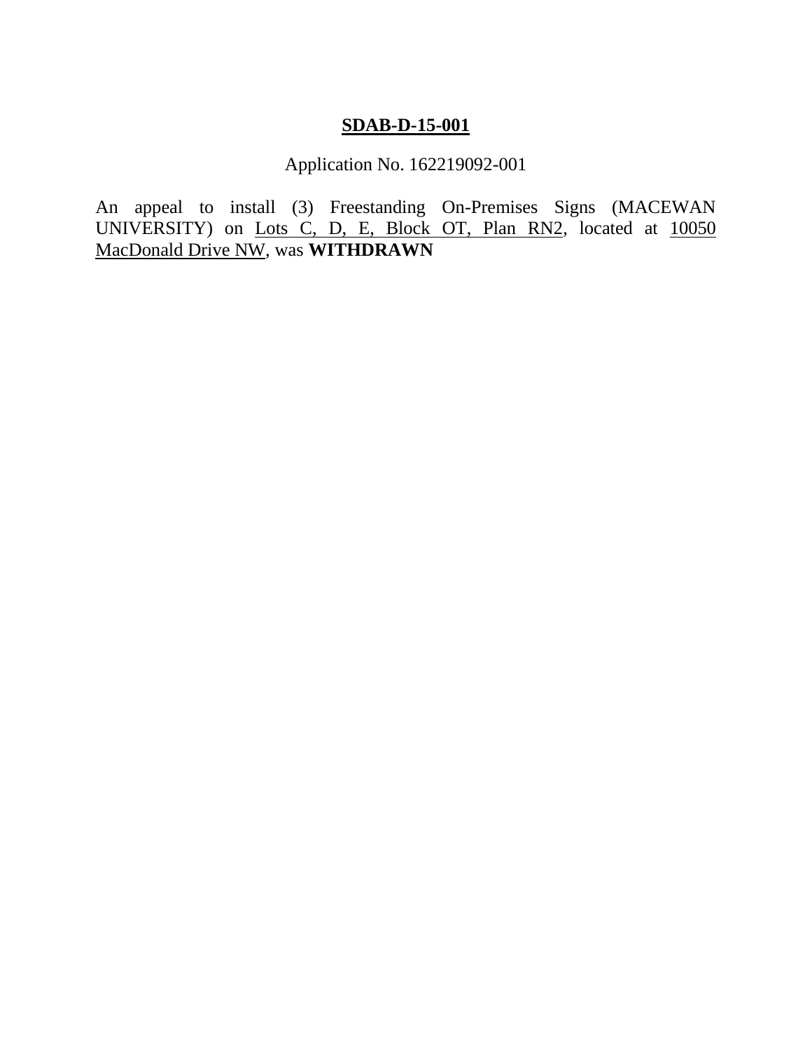# SDAB-D-15-001

Application No. 162219092-001

An appeal to install (3) Freestanding On-Premises Signs (MACEWAN UNIVERSITY) on Lots C, D, E, Block OT, Plan RN2, located at 10050 MacDonald Drive NW, was **WITHDRAWN**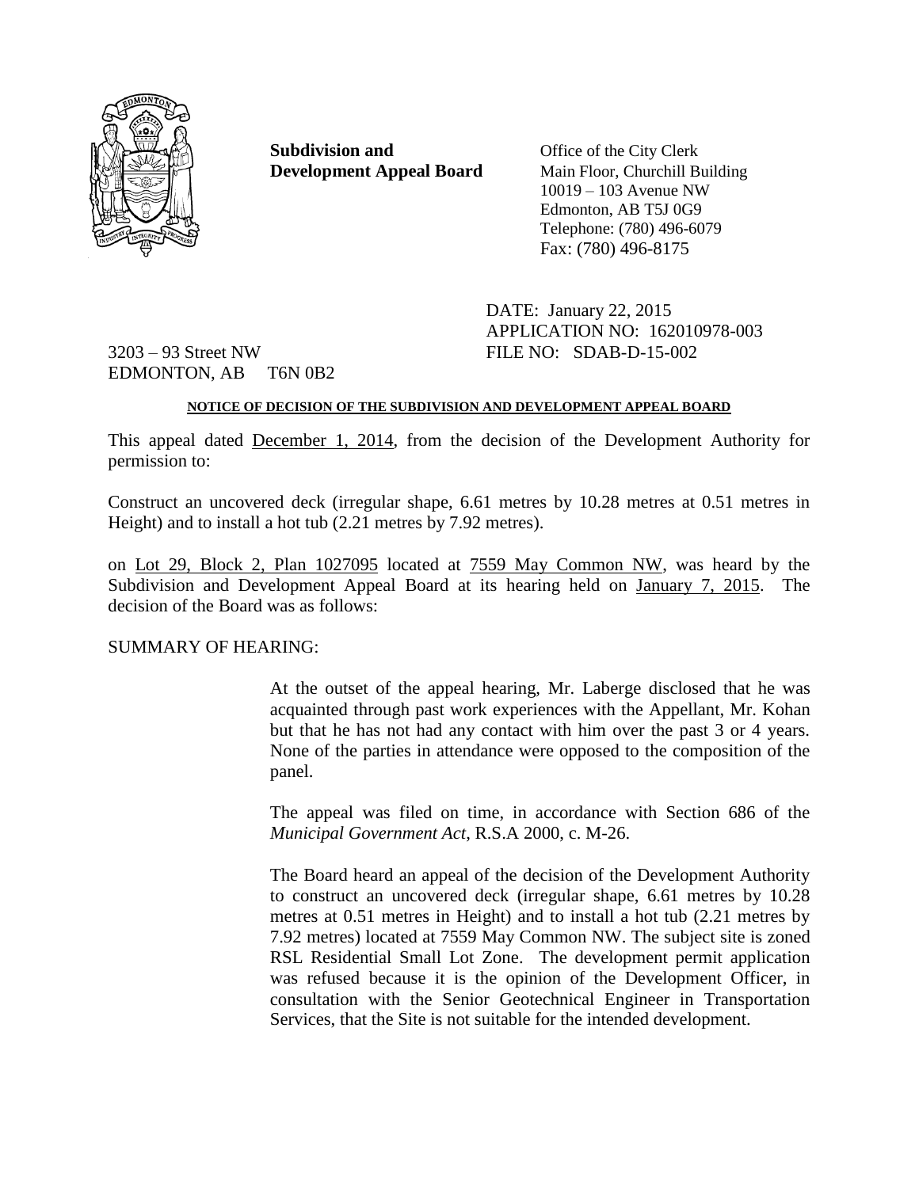**Subdivision and Development Appeal Board**

Office of the City Clerk
Main Floor, Churchill Building
10019 – 103 Avenue NW
Edmonton, AB T5J 0G9
Telephone: (780) 496-6079
Fax: (780) 496-8175

DATE: January 22, 2015
APPLICATION NO: 162010978-003
FILE NO: SDAB-D-15-002

3203 – 93 Street NW
EDMONTON, AB T6N 0B2

**NOTICE OF DECISION OF THE SUBDIVISION AND DEVELOPMENT APPEAL BOARD**

This appeal dated December 1, 2014, from the decision of the Development Authority for permission to:

Construct an uncovered deck (irregular shape, 6.61 metres by 10.28 metres at 0.51 metres in Height) and to install a hot tub (2.21 metres by 7.92 metres).

on Lot 29, Block 2, Plan 1027095 located at 7559 May Common NW, was heard by the Subdivision and Development Appeal Board at its hearing held on January 7, 2015. The decision of the Board was as follows:

SUMMARY OF HEARING:

At the outset of the appeal hearing, Mr. Laberge disclosed that he was acquainted through past work experiences with the Appellant, Mr. Kohan but that he has not had any contact with him over the past 3 or 4 years. None of the parties in attendance were opposed to the composition of the panel.

The appeal was filed on time, in accordance with Section 686 of the *Municipal Government Act*, R.S.A 2000, c. M-26.

The Board heard an appeal of the decision of the Development Authority to construct an uncovered deck (irregular shape, 6.61 metres by 10.28 metres at 0.51 metres in Height) and to install a hot tub (2.21 metres by 7.92 metres) located at 7559 May Common NW. The subject site is zoned RSL Residential Small Lot Zone. The development permit application was refused because it is the opinion of the Development Officer, in consultation with the Senior Geotechnical Engineer in Transportation Services, that the Site is not suitable for the intended development.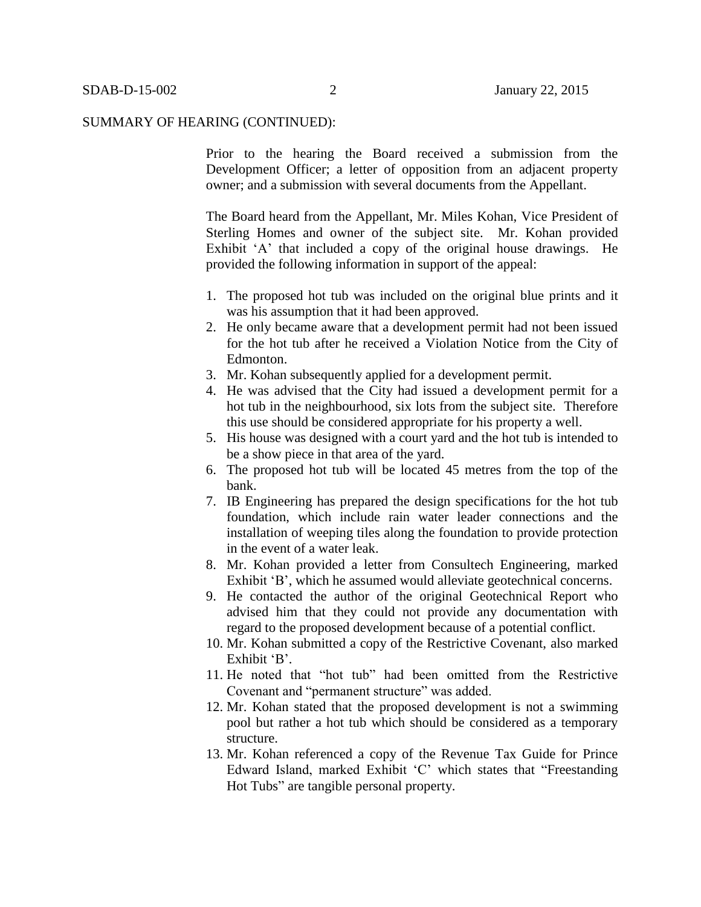SUMMARY OF HEARING (CONTINUED):

Prior to the hearing the Board received a submission from the Development Officer; a letter of opposition from an adjacent property owner; and a submission with several documents from the Appellant.

The Board heard from the Appellant, Mr. Miles Kohan, Vice President of Sterling Homes and owner of the subject site. Mr. Kohan provided Exhibit 'A' that included a copy of the original house drawings. He provided the following information in support of the appeal:

1. The proposed hot tub was included on the original blue prints and it was his assumption that it had been approved.
2. He only became aware that a development permit had not been issued for the hot tub after he received a Violation Notice from the City of Edmonton.
3. Mr. Kohan subsequently applied for a development permit.
4. He was advised that the City had issued a development permit for a hot tub in the neighbourhood, six lots from the subject site. Therefore this use should be considered appropriate for his property a well.
5. His house was designed with a court yard and the hot tub is intended to be a show piece in that area of the yard.
6. The proposed hot tub will be located 45 metres from the top of the bank.
7. IB Engineering has prepared the design specifications for the hot tub foundation, which include rain water leader connections and the installation of weeping tiles along the foundation to provide protection in the event of a water leak.
8. Mr. Kohan provided a letter from Consultech Engineering, marked Exhibit 'B', which he assumed would alleviate geotechnical concerns.
9. He contacted the author of the original Geotechnical Report who advised him that they could not provide any documentation with regard to the proposed development because of a potential conflict.
10. Mr. Kohan submitted a copy of the Restrictive Covenant, also marked Exhibit 'B'.
11. He noted that "hot tub" had been omitted from the Restrictive Covenant and "permanent structure" was added.
12. Mr. Kohan stated that the proposed development is not a swimming pool but rather a hot tub which should be considered as a temporary structure.
13. Mr. Kohan referenced a copy of the Revenue Tax Guide for Prince Edward Island, marked Exhibit 'C' which states that "Freestanding Hot Tubs" are tangible personal property.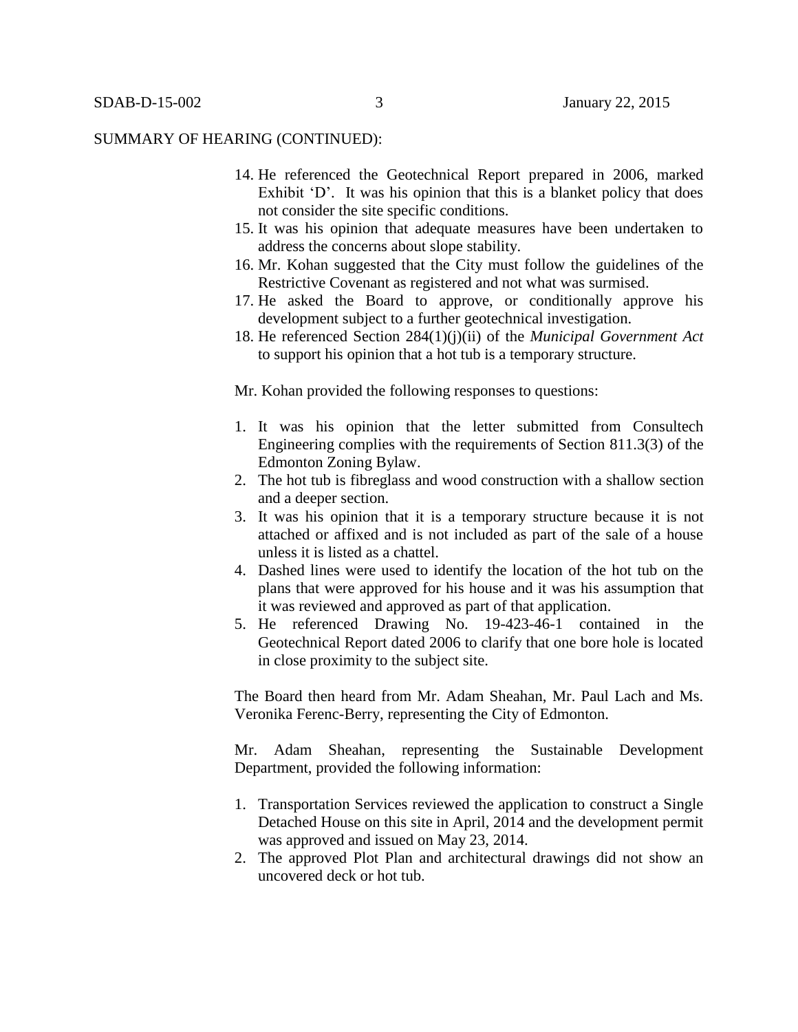SUMMARY OF HEARING (CONTINUED):

14. He referenced the Geotechnical Report prepared in 2006, marked Exhibit 'D'. It was his opinion that this is a blanket policy that does not consider the site specific conditions.
15. It was his opinion that adequate measures have been undertaken to address the concerns about slope stability.
16. Mr. Kohan suggested that the City must follow the guidelines of the Restrictive Covenant as registered and not what was surmised.
17. He asked the Board to approve, or conditionally approve his development subject to a further geotechnical investigation.
18. He referenced Section 284(1)(j)(ii) of the *Municipal Government Act* to support his opinion that a hot tub is a temporary structure.

Mr. Kohan provided the following responses to questions:

1. It was his opinion that the letter submitted from Consultech Engineering complies with the requirements of Section 811.3(3) of the Edmonton Zoning Bylaw.
2. The hot tub is fibreglass and wood construction with a shallow section and a deeper section.
3. It was his opinion that it is a temporary structure because it is not attached or affixed and is not included as part of the sale of a house unless it is listed as a chattel.
4. Dashed lines were used to identify the location of the hot tub on the plans that were approved for his house and it was his assumption that it was reviewed and approved as part of that application.
5. He referenced Drawing No. 19-423-46-1 contained in the Geotechnical Report dated 2006 to clarify that one bore hole is located in close proximity to the subject site.

The Board then heard from Mr. Adam Sheahan, Mr. Paul Lach and Ms. Veronika Ferenc-Berry, representing the City of Edmonton.

Mr. Adam Sheahan, representing the Sustainable Development Department, provided the following information:

1. Transportation Services reviewed the application to construct a Single Detached House on this site in April, 2014 and the development permit was approved and issued on May 23, 2014.
2. The approved Plot Plan and architectural drawings did not show an uncovered deck or hot tub.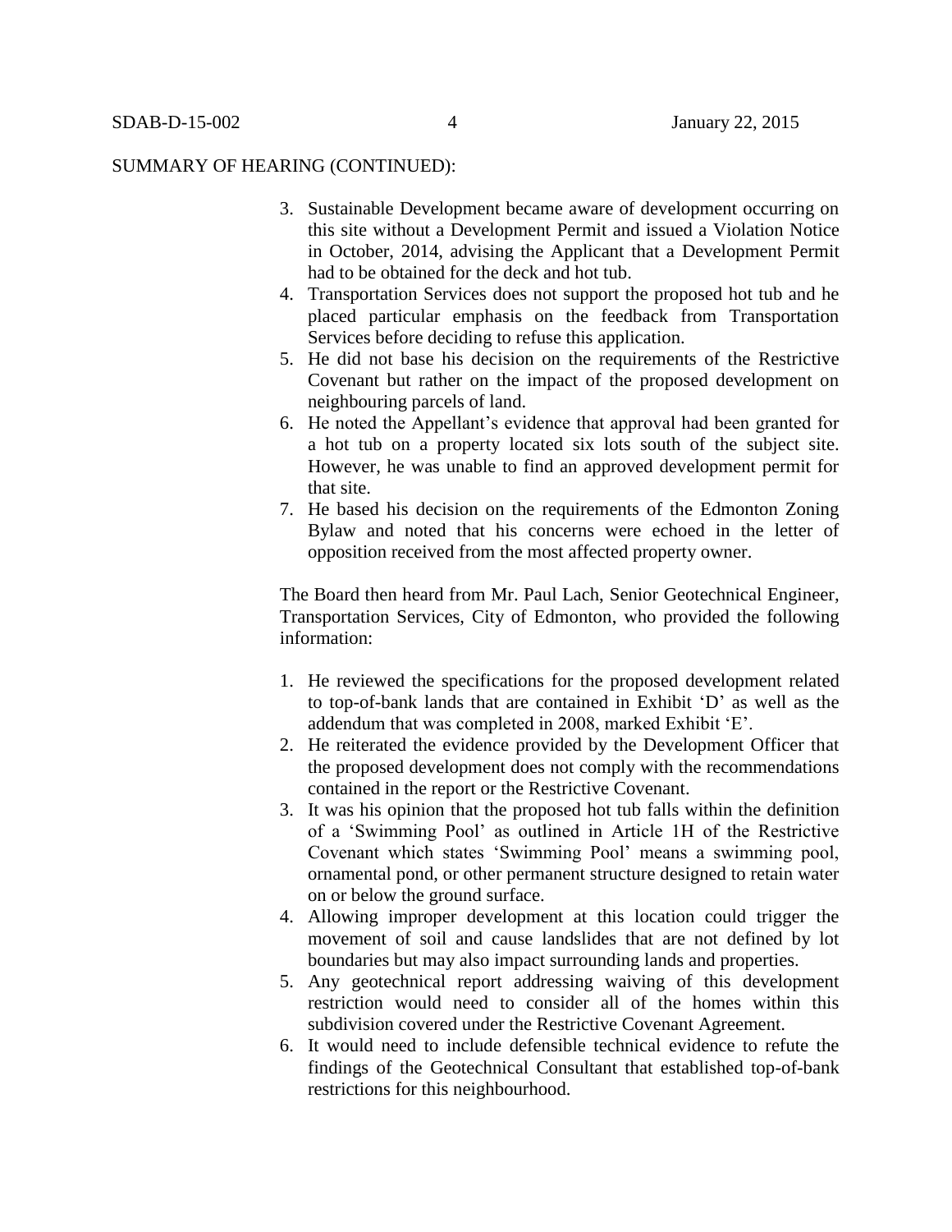SUMMARY OF HEARING (CONTINUED):

3. Sustainable Development became aware of development occurring on this site without a Development Permit and issued a Violation Notice in October, 2014, advising the Applicant that a Development Permit had to be obtained for the deck and hot tub.
4. Transportation Services does not support the proposed hot tub and he placed particular emphasis on the feedback from Transportation Services before deciding to refuse this application.
5. He did not base his decision on the requirements of the Restrictive Covenant but rather on the impact of the proposed development on neighbouring parcels of land.
6. He noted the Appellant's evidence that approval had been granted for a hot tub on a property located six lots south of the subject site. However, he was unable to find an approved development permit for that site.
7. He based his decision on the requirements of the Edmonton Zoning Bylaw and noted that his concerns were echoed in the letter of opposition received from the most affected property owner.

The Board then heard from Mr. Paul Lach, Senior Geotechnical Engineer, Transportation Services, City of Edmonton, who provided the following information:

1. He reviewed the specifications for the proposed development related to top-of-bank lands that are contained in Exhibit 'D' as well as the addendum that was completed in 2008, marked Exhibit 'E'.
2. He reiterated the evidence provided by the Development Officer that the proposed development does not comply with the recommendations contained in the report or the Restrictive Covenant.
3. It was his opinion that the proposed hot tub falls within the definition of a 'Swimming Pool' as outlined in Article 1H of the Restrictive Covenant which states 'Swimming Pool' means a swimming pool, ornamental pond, or other permanent structure designed to retain water on or below the ground surface.
4. Allowing improper development at this location could trigger the movement of soil and cause landslides that are not defined by lot boundaries but may also impact surrounding lands and properties.
5. Any geotechnical report addressing waiving of this development restriction would need to consider all of the homes within this subdivision covered under the Restrictive Covenant Agreement.
6. It would need to include defensible technical evidence to refute the findings of the Geotechnical Consultant that established top-of-bank restrictions for this neighbourhood.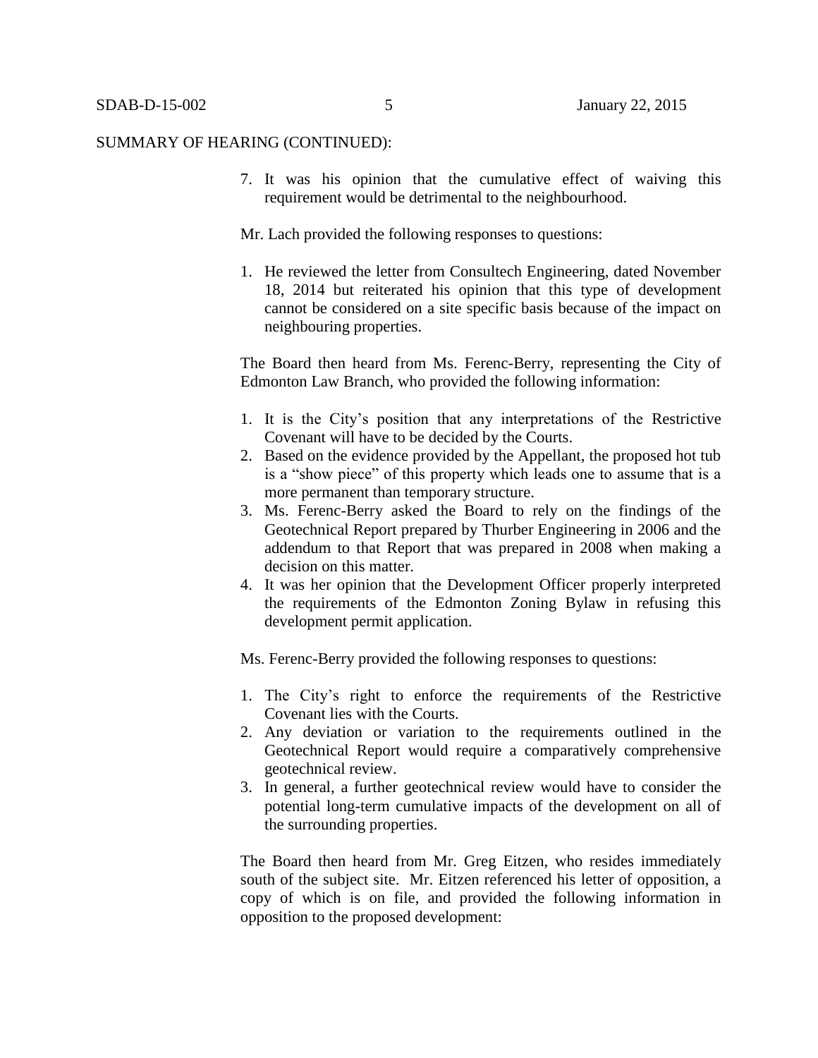SUMMARY OF HEARING (CONTINUED):

7. It was his opinion that the cumulative effect of waiving this requirement would be detrimental to the neighbourhood.

Mr. Lach provided the following responses to questions:

1. He reviewed the letter from Consultech Engineering, dated November 18, 2014 but reiterated his opinion that this type of development cannot be considered on a site specific basis because of the impact on neighbouring properties.

The Board then heard from Ms. Ferenc-Berry, representing the City of Edmonton Law Branch, who provided the following information:

1. It is the City's position that any interpretations of the Restrictive Covenant will have to be decided by the Courts.
2. Based on the evidence provided by the Appellant, the proposed hot tub is a "show piece" of this property which leads one to assume that is a more permanent than temporary structure.
3. Ms. Ferenc-Berry asked the Board to rely on the findings of the Geotechnical Report prepared by Thurber Engineering in 2006 and the addendum to that Report that was prepared in 2008 when making a decision on this matter.
4. It was her opinion that the Development Officer properly interpreted the requirements of the Edmonton Zoning Bylaw in refusing this development permit application.

Ms. Ferenc-Berry provided the following responses to questions:

1. The City's right to enforce the requirements of the Restrictive Covenant lies with the Courts.
2. Any deviation or variation to the requirements outlined in the Geotechnical Report would require a comparatively comprehensive geotechnical review.
3. In general, a further geotechnical review would have to consider the potential long-term cumulative impacts of the development on all of the surrounding properties.

The Board then heard from Mr. Greg Eitzen, who resides immediately south of the subject site. Mr. Eitzen referenced his letter of opposition, a copy of which is on file, and provided the following information in opposition to the proposed development: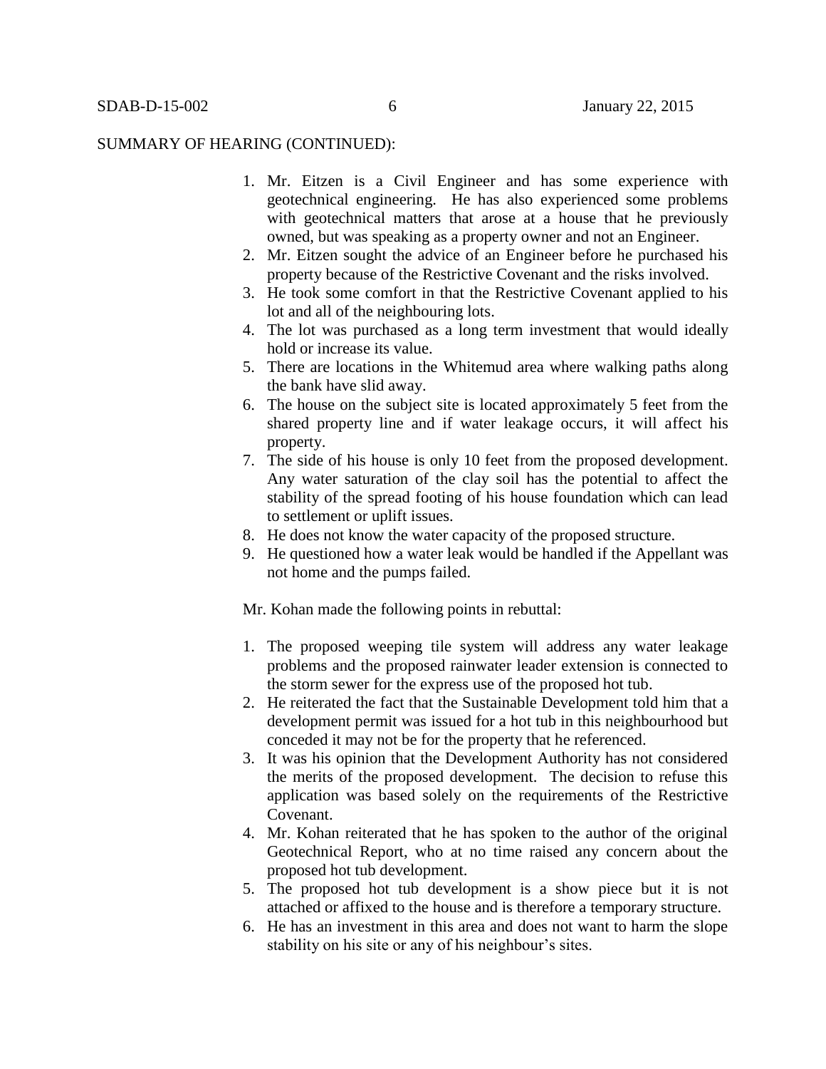SUMMARY OF HEARING (CONTINUED):

1. Mr. Eitzen is a Civil Engineer and has some experience with geotechnical engineering. He has also experienced some problems with geotechnical matters that arose at a house that he previously owned, but was speaking as a property owner and not an Engineer.
2. Mr. Eitzen sought the advice of an Engineer before he purchased his property because of the Restrictive Covenant and the risks involved.
3. He took some comfort in that the Restrictive Covenant applied to his lot and all of the neighbouring lots.
4. The lot was purchased as a long term investment that would ideally hold or increase its value.
5. There are locations in the Whitemud area where walking paths along the bank have slid away.
6. The house on the subject site is located approximately 5 feet from the shared property line and if water leakage occurs, it will affect his property.
7. The side of his house is only 10 feet from the proposed development. Any water saturation of the clay soil has the potential to affect the stability of the spread footing of his house foundation which can lead to settlement or uplift issues.
8. He does not know the water capacity of the proposed structure.
9. He questioned how a water leak would be handled if the Appellant was not home and the pumps failed.

Mr. Kohan made the following points in rebuttal:

1. The proposed weeping tile system will address any water leakage problems and the proposed rainwater leader extension is connected to the storm sewer for the express use of the proposed hot tub.
2. He reiterated the fact that the Sustainable Development told him that a development permit was issued for a hot tub in this neighbourhood but conceded it may not be for the property that he referenced.
3. It was his opinion that the Development Authority has not considered the merits of the proposed development. The decision to refuse this application was based solely on the requirements of the Restrictive Covenant.
4. Mr. Kohan reiterated that he has spoken to the author of the original Geotechnical Report, who at no time raised any concern about the proposed hot tub development.
5. The proposed hot tub development is a show piece but it is not attached or affixed to the house and is therefore a temporary structure.
6. He has an investment in this area and does not want to harm the slope stability on his site or any of his neighbour's sites.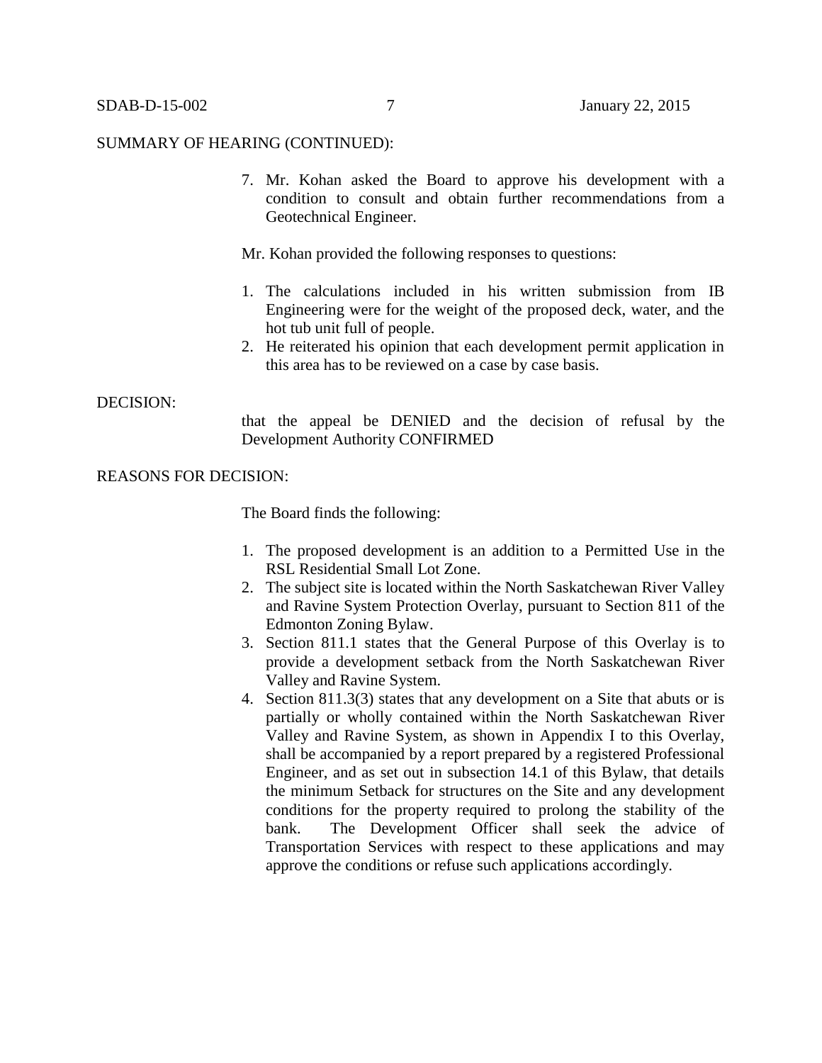SUMMARY OF HEARING (CONTINUED):

7. Mr. Kohan asked the Board to approve his development with a condition to consult and obtain further recommendations from a Geotechnical Engineer.

Mr. Kohan provided the following responses to questions:

1. The calculations included in his written submission from IB Engineering were for the weight of the proposed deck, water, and the hot tub unit full of people.
2. He reiterated his opinion that each development permit application in this area has to be reviewed on a case by case basis.

DECISION:

that the appeal be DENIED and the decision of refusal by the Development Authority CONFIRMED

REASONS FOR DECISION:

The Board finds the following:

1. The proposed development is an addition to a Permitted Use in the RSL Residential Small Lot Zone.
2. The subject site is located within the North Saskatchewan River Valley and Ravine System Protection Overlay, pursuant to Section 811 of the Edmonton Zoning Bylaw.
3. Section 811.1 states that the General Purpose of this Overlay is to provide a development setback from the North Saskatchewan River Valley and Ravine System.
4. Section 811.3(3) states that any development on a Site that abuts or is partially or wholly contained within the North Saskatchewan River Valley and Ravine System, as shown in Appendix I to this Overlay, shall be accompanied by a report prepared by a registered Professional Engineer, and as set out in subsection 14.1 of this Bylaw, that details the minimum Setback for structures on the Site and any development conditions for the property required to prolong the stability of the bank. The Development Officer shall seek the advice of Transportation Services with respect to these applications and may approve the conditions or refuse such applications accordingly.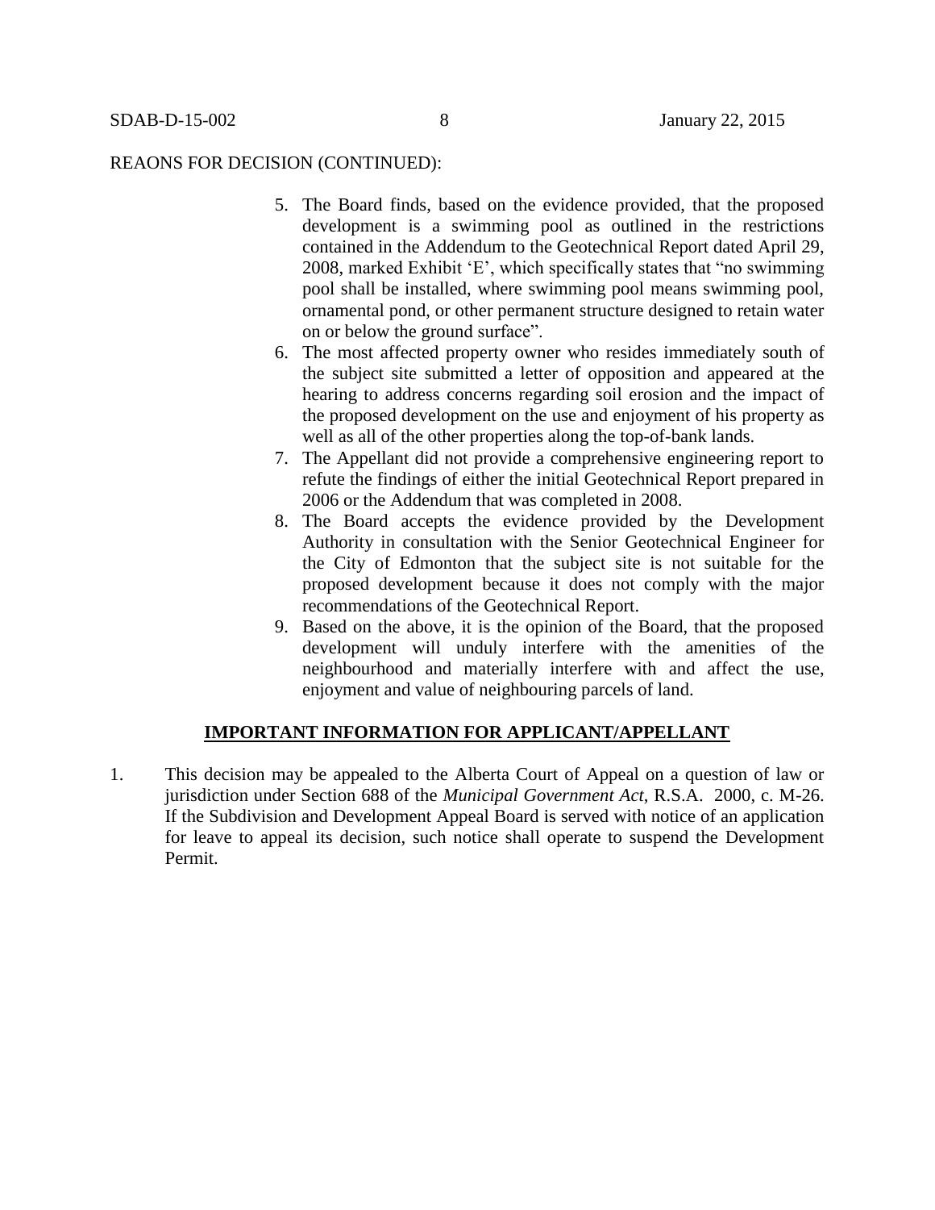REAONS FOR DECISION (CONTINUED):

5. The Board finds, based on the evidence provided, that the proposed development is a swimming pool as outlined in the restrictions contained in the Addendum to the Geotechnical Report dated April 29, 2008, marked Exhibit 'E', which specifically states that "no swimming pool shall be installed, where swimming pool means swimming pool, ornamental pond, or other permanent structure designed to retain water on or below the ground surface".
6. The most affected property owner who resides immediately south of the subject site submitted a letter of opposition and appeared at the hearing to address concerns regarding soil erosion and the impact of the proposed development on the use and enjoyment of his property as well as all of the other properties along the top-of-bank lands.
7. The Appellant did not provide a comprehensive engineering report to refute the findings of either the initial Geotechnical Report prepared in 2006 or the Addendum that was completed in 2008.
8. The Board accepts the evidence provided by the Development Authority in consultation with the Senior Geotechnical Engineer for the City of Edmonton that the subject site is not suitable for the proposed development because it does not comply with the major recommendations of the Geotechnical Report.
9. Based on the above, it is the opinion of the Board, that the proposed development will unduly interfere with the amenities of the neighbourhood and materially interfere with and affect the use, enjoyment and value of neighbouring parcels of land.

## IMPORTANT INFORMATION FOR APPLICANT/APPELLANT

1. This decision may be appealed to the Alberta Court of Appeal on a question of law or jurisdiction under Section 688 of the *Municipal Government Act*, R.S.A. 2000, c. M-26. If the Subdivision and Development Appeal Board is served with notice of an application for leave to appeal its decision, such notice shall operate to suspend the Development Permit.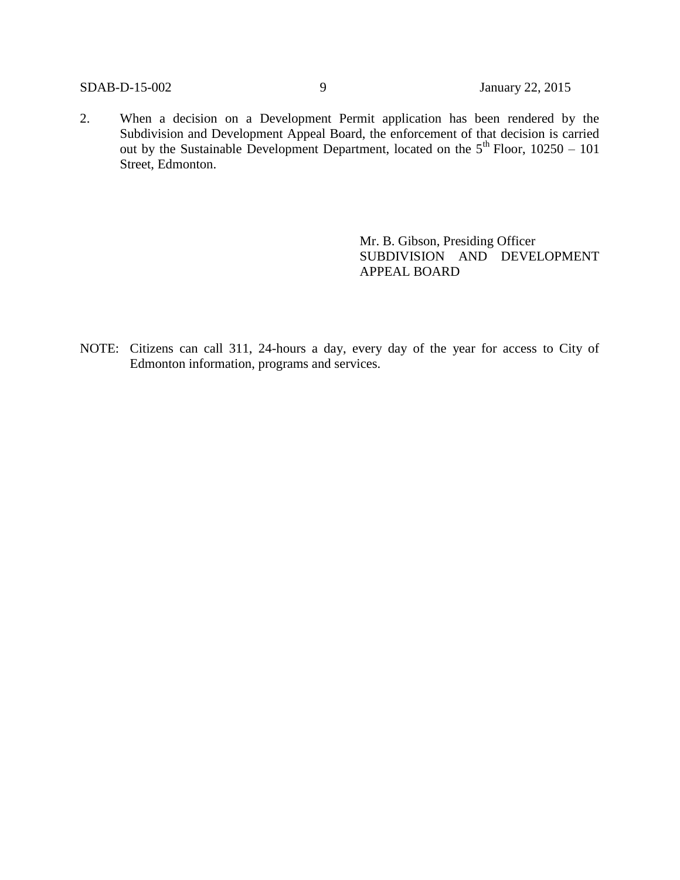2. When a decision on a Development Permit application has been rendered by the Subdivision and Development Appeal Board, the enforcement of that decision is carried out by the Sustainable Development Department, located on the 5th Floor, 10250 – 101 Street, Edmonton.

Mr. B. Gibson, Presiding Officer
SUBDIVISION AND DEVELOPMENT APPEAL BOARD

NOTE: Citizens can call 311, 24-hours a day, every day of the year for access to City of Edmonton information, programs and services.